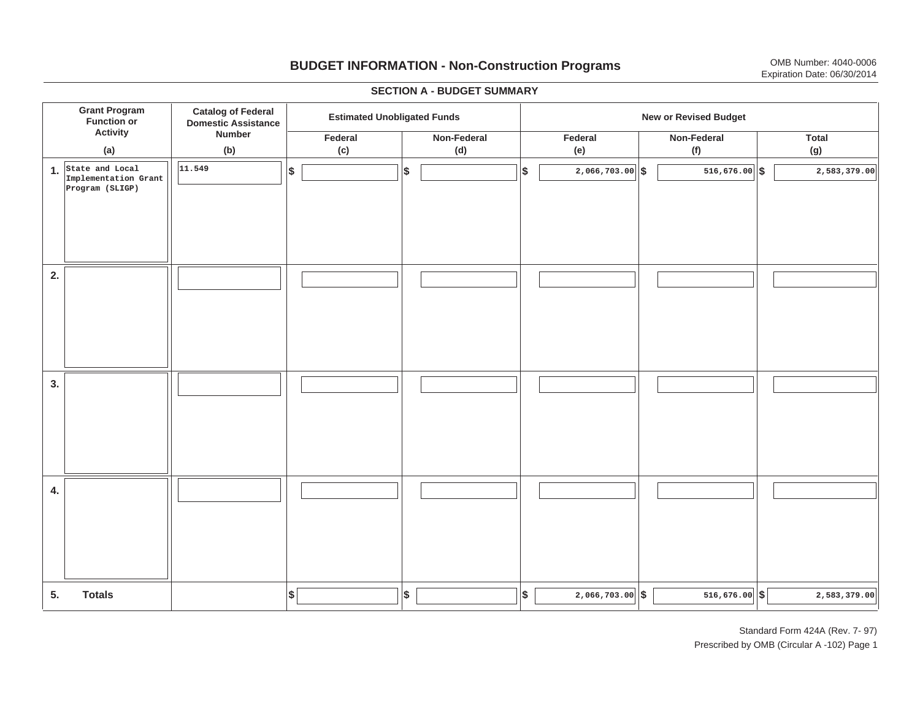# BUDGET INFORMATION - Non-Construction Programs

OMB Number: 4040-0006
Expiration Date: 06/30/2014

## SECTION A - BUDGET SUMMARY

| Grant Program Function or Activity (a) | Catalog of Federal Domestic Assistance Number (b) | Estimated Unobligated Funds: Federal (c) | Estimated Unobligated Funds: Non-Federal (d) | New or Revised Budget: Federal (e) | New or Revised Budget: Non-Federal (f) | New or Revised Budget: Total (g) |
|---|---|---|---|---|---|---|
| 1. State and Local Implementation Grant Program (SLIGP) | 11.549 | $ | $ | $ 2,066,703.00 | $ 516,676.00 | $ 2,583,379.00 |
| 2. | | | | | | |
| 3. | | | | | | |
| 4. | | | | | | |
| 5. Totals | | $ | $ | $ 2,066,703.00 | $ 516,676.00 | $ 2,583,379.00 |

Standard Form 424A (Rev. 7- 97)
Prescribed by OMB (Circular A -102) Page 1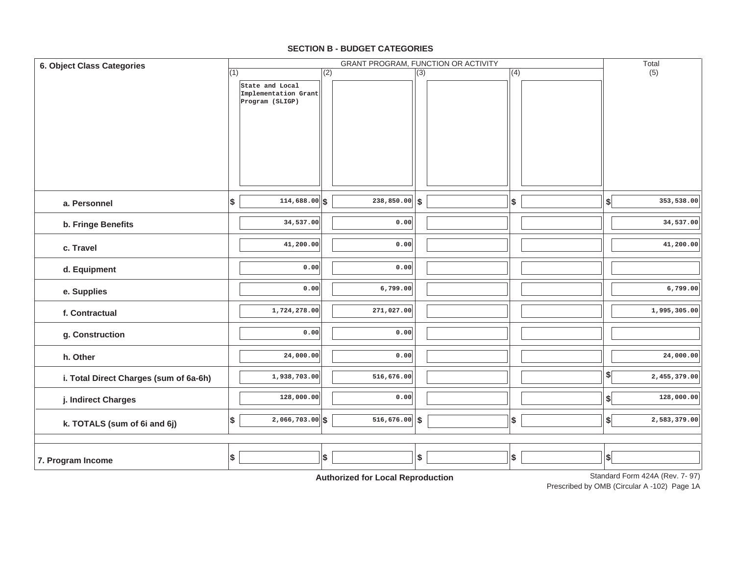## SECTION B - BUDGET CATEGORIES

| 6. Object Class Categories | GRANT PROGRAM, FUNCTION OR ACTIVITY | | | | Total |
|---|---|---|---|---|---|
| | (1) State and Local Implementation Grant Program (SLIGP) | (2) | (3) | (4) | (5) |
| a. Personnel | $ 114,688.00 | $ 238,850.00 | $ | $ | $ 353,538.00 |
| b. Fringe Benefits | 34,537.00 | 0.00 | | | 34,537.00 |
| c. Travel | 41,200.00 | 0.00 | | | 41,200.00 |
| d. Equipment | 0.00 | 0.00 | | | |
| e. Supplies | 0.00 | 6,799.00 | | | 6,799.00 |
| f. Contractual | 1,724,278.00 | 271,027.00 | | | 1,995,305.00 |
| g. Construction | 0.00 | 0.00 | | | |
| h. Other | 24,000.00 | 0.00 | | | 24,000.00 |
| i. Total Direct Charges (sum of 6a-6h) | 1,938,703.00 | 516,676.00 | | | $ 2,455,379.00 |
| j. Indirect Charges | 128,000.00 | 0.00 | | | $ 128,000.00 |
| k. TOTALS (sum of 6i and 6j) | $ 2,066,703.00 | $ 516,676.00 | $ | $ | $ 2,583,379.00 |
| 7. Program Income | $ | $ | $ | $ | $ |

**Authorized for Local Reproduction**

Standard Form 424A (Rev. 7- 97)
Prescribed by OMB (Circular A -102) Page 1A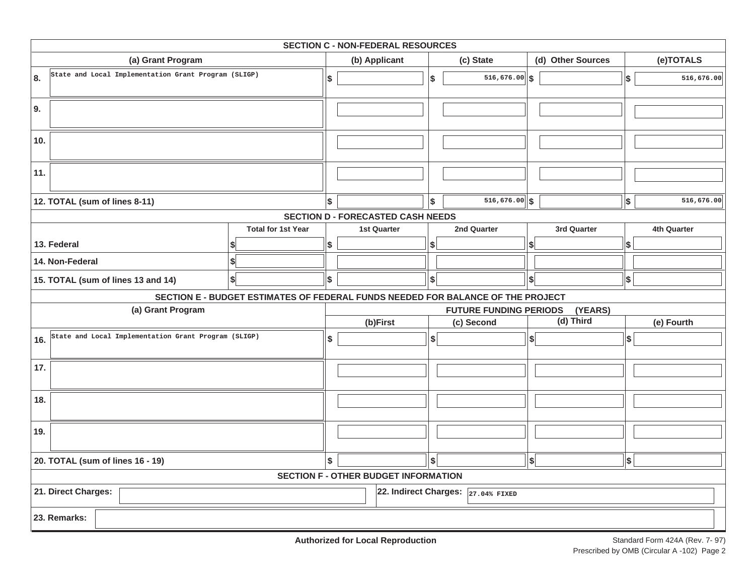## SECTION C - NON-FEDERAL RESOURCES

| | (a) Grant Program | (b) Applicant | (c) State | (d) Other Sources | (e)TOTALS |
|---|---|---|---|---|---|
| 8. | State and Local Implementation Grant Program (SLIGP) | $ | $ 516,676.00 | $ | $ 516,676.00 |
| 9. | | | | | |
| 10. | | | | | |
| 11. | | | | | |
| 12. TOTAL (sum of lines 8-11) | | $ | $ 516,676.00 | $ | $ 516,676.00 |

## SECTION D - FORECASTED CASH NEEDS

| | Total for 1st Year | 1st Quarter | 2nd Quarter | 3rd Quarter | 4th Quarter |
|---|---|---|---|---|---|
| 13. Federal | $ | $ | $ | $ | $ |
| 14. Non-Federal | $ | | | | |
| 15. TOTAL (sum of lines 13 and 14) | $ | $ | $ | $ | $ |

## SECTION E - BUDGET ESTIMATES OF FEDERAL FUNDS NEEDED FOR BALANCE OF THE PROJECT

| | (a) Grant Program | FUTURE FUNDING PERIODS (YEARS) | | | |
|---|---|---|---|---|---|
| | | (b)First | (c) Second | (d) Third | (e) Fourth |
| 16. | State and Local Implementation Grant Program (SLIGP) | $ | $ | $ | $ |
| 17. | | | | | |
| 18. | | | | | |
| 19. | | | | | |
| 20. TOTAL (sum of lines 16 - 19) | | $ | $ | $ | $ |

## SECTION F - OTHER BUDGET INFORMATION

| 21. Direct Charges: | | 22. Indirect Charges: | 27.04% FIXED |
|---|---|---|---|
| 23. Remarks: | | | |

**Authorized for Local Reproduction**

Standard Form 424A (Rev. 7- 97)
Prescribed by OMB (Circular A -102) Page 2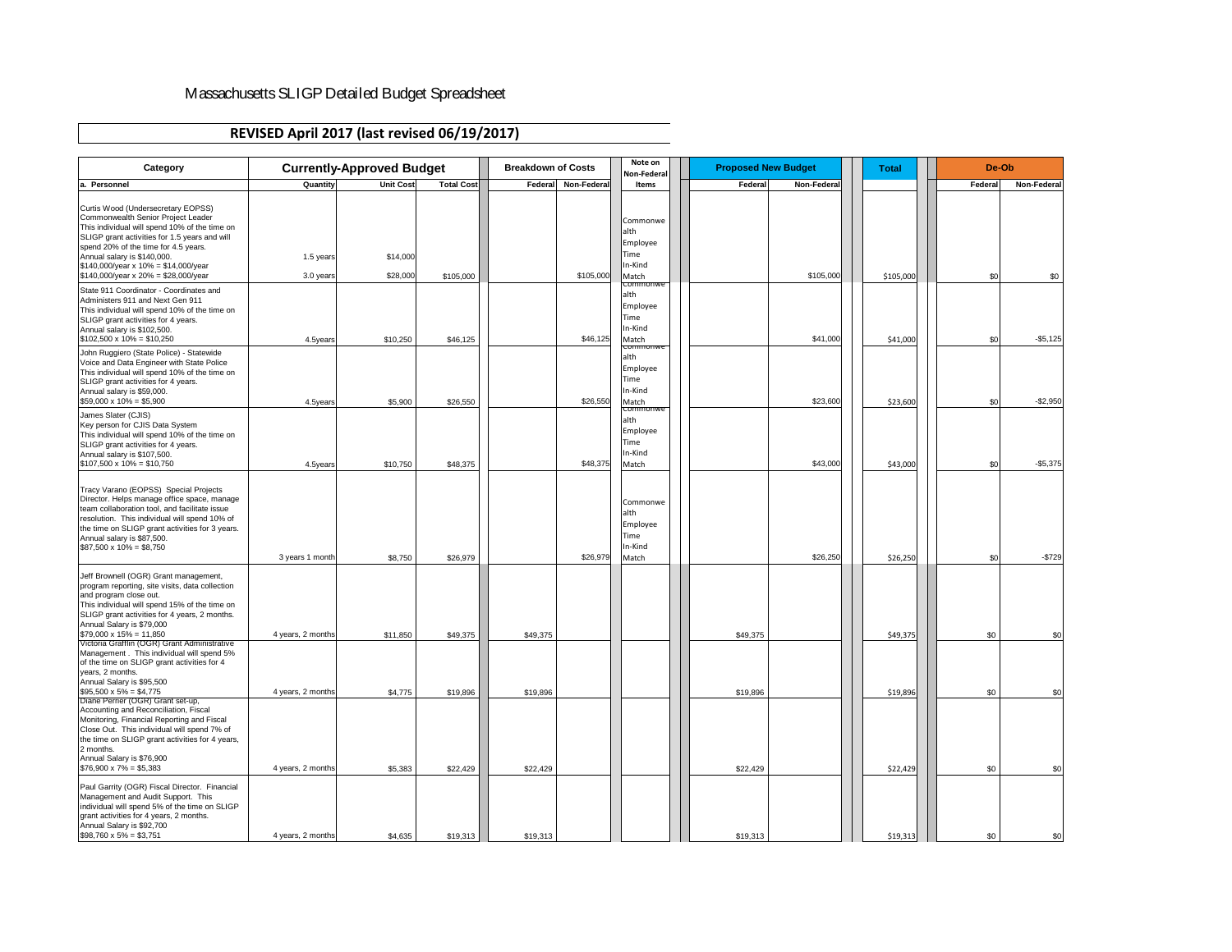# Massachusetts SLIGP Detailed Budget Spreadsheet

## REVISED April 2017 (last revised 06/19/2017)

| Category | Currently-Approved Budget | | | Breakdown of Costs | | Note on Non-Federal | Proposed New Budget | | Total | De-Ob | |
|---|---|---|---|---|---|---|---|---|---|---|---|
| a. Personnel | Quantity | Unit Cost | Total Cost | Federal | Non-Federal | Items | Federal | Non-Federal | | Federal | Non-Federal |
| Curtis Wood (Undersecretary EOPSS) Commonwealth Senior Project Leader This individual will spend 10% of the time on SLIGP grant activities for 1.5 years and will spend 20% of the time for 4.5 years. Annual salary is $140,000. $140,000/year x 10% = $14,000/year $140,000/year x 20% = $28,000/year | 1.5 years 3.0 years | $14,000 $28,000 | $105,000 | | $105,000 | Commonwealth Employee Time In-Kind Match | | $105,000 | $105,000 | $0 | $0 |
| State 911 Coordinator - Coordinates and Administers 911 and Next Gen 911 This individual will spend 10% of the time on SLIGP grant activities for 4 years. Annual salary is $102,500. $102,500 x 10% = $10,250 | 4.5years | $10,250 | $46,125 | | $46,125 | Commonwealth Employee Time In-Kind Match | | $41,000 | $41,000 | $0 | -$5,125 |
| John Ruggiero (State Police) - Statewide Voice and Data Engineer with State Police This individual will spend 10% of the time on SLIGP grant activities for 4 years. Annual salary is $59,000. $59,000 x 10% = $5,900 | 4.5years | $5,900 | $26,550 | | $26,550 | Commonwealth Employee Time In-Kind Match | | $23,600 | $23,600 | $0 | -$2,950 |
| James Slater (CJIS) Key person for CJIS Data System This individual will spend 10% of the time on SLIGP grant activities for 4 years. Annual salary is $107,500. $107,500 x 10% = $10,750 | 4.5years | $10,750 | $48,375 | | $48,375 | Commonwealth Employee Time In-Kind Match | | $43,000 | $43,000 | $0 | -$5,375 |
| Tracy Varano (EOPSS) Special Projects Director. Helps manage office space, manage team collaboration tool, and facilitate issue resolution. This individual will spend 10% of the time on SLIGP grant activities for 3 years. Annual salary is $87,500. $87,500 x 10% = $8,750 | 3 years 1 month | $8,750 | $26,979 | | $26,979 | Commonwealth Employee Time In-Kind Match | | $26,250 | $26,250 | $0 | -$729 |
| Jeff Brownell (OGR) Grant management, program reporting, site visits, data collection and program close out. This individual will spend 15% of the time on SLIGP grant activities for 4 years, 2 months. Annual Salary is $79,000 $79,000 x 15% = 11,850 | 4 years, 2 months | $11,850 | $49,375 | $49,375 | | | $49,375 | | $49,375 | $0 | $0 |
| Victoria Grafflin (OGR) Grant Administrative Management . This individual will spend 5% of the time on SLIGP grant activities for 4 years, 2 months. Annual Salary is $95,500 $95,500 x 5% = $4,775 | 4 years, 2 months | $4,775 | $19,896 | $19,896 | | | $19,896 | | $19,896 | $0 | $0 |
| Diane Perner (OGR) Grant set-up, Accounting and Reconciliation, Fiscal Monitoring, Financial Reporting and Fiscal Close Out. This individual will spend 7% of the time on SLIGP grant activities for 4 years, 2 months. Annual Salary is $76,900 $76,900 x 7% = $5,383 | 4 years, 2 months | $5,383 | $22,429 | $22,429 | | | $22,429 | | $22,429 | $0 | $0 |
| Paul Garrity (OGR) Fiscal Director. Financial Management and Audit Support. This individual will spend 5% of the time on SLIGP grant activities for 4 years, 2 months. Annual Salary is $92,700 $98,760 x 5% = $3,751 | 4 years, 2 months | $4,635 | $19,313 | $19,313 | | | $19,313 | | $19,313 | $0 | $0 |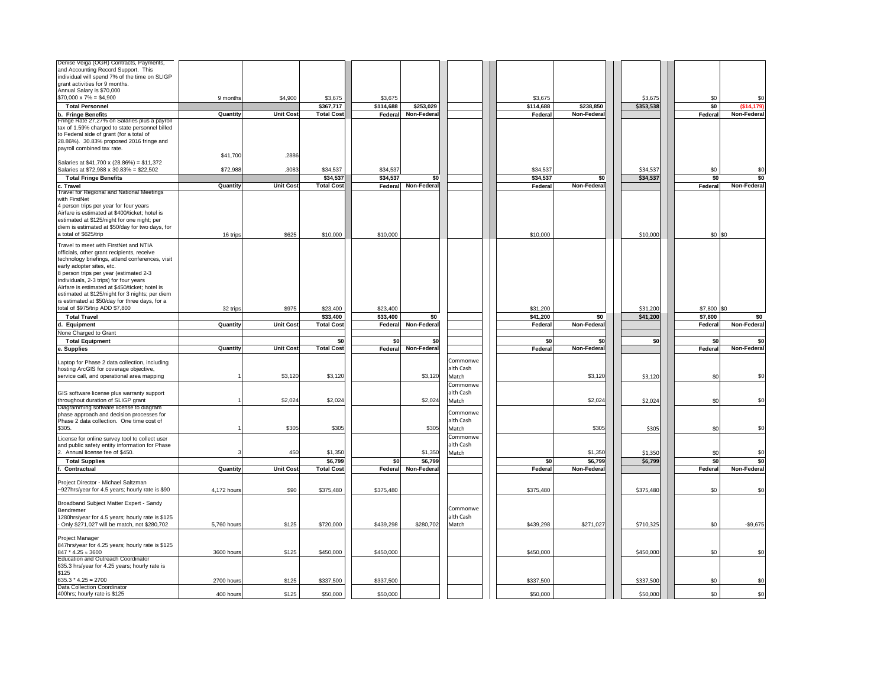| Description | Quantity | Unit Cost | Total Cost | Federal | Non-Federal | Match Source | Federal | Non-Federal | Total | Federal | Non-Federal |
|---|---|---|---|---|---|---|---|---|---|---|---|
| Denise Veiga (OGR) Contracts, Payments, and Accounting Record Support. This individual will spend 7% of the time on SLIGP grant activities for 9 months. Annual Salary is $70,000 $70,000 x 7% = $4,900 | 9 months | $4,900 | $3,675 | $3,675 | | | $3,675 | | $3,675 | $0 | $0 |
| **Total Personnel** | | | **$367,717** | **$114,688** | **$253,029** | | **$114,688** | **$238,850** | **$353,538** | **$0** | **($14,179)** |
| **b. Fringe Benefits** | **Quantity** | **Unit Cost** | **Total Cost** | **Federal** | **Non-Federal** | | **Federal** | **Non-Federal** | | **Federal** | **Non-Federal** |
| Fringe Rate 27.27% on Salaries plus a payroll tax of 1.59% charged to state personnel billed to Federal side of grant (for a total of 28.86%). 30.83% proposed 2016 fringe and payroll combined tax rate. Salaries at $41,700 x (28.86%) = $11,372 Salaries at $72,988 x 30.83% = $22,502 | $41,700 $72,988 | .2886 .3083 | $34,537 | $34,537 | | | $34,537 | | $34,537 | $0 | $0 |
| **Total Fringe Benefits** | | | **$34,537** | **$34,537** | **$0** | | **$34,537** | **$0** | **$34,537** | **$0** | **$0** |
| **c. Travel** | **Quantity** | **Unit Cost** | **Total Cost** | **Federal** | **Non-Federal** | | **Federal** | **Non-Federal** | | **Federal** | **Non-Federal** |
| Travel for Regional and National Meetings with FirstNet 4 person trips per year for four years Airfare is estimated at $400/ticket; hotel is estimated at $125/night for one night; per diem is estimated at $50/day for two days, for a total of $625/trip | 16 trips | $625 | $10,000 | $10,000 | | | $10,000 | | $10,000 | $0 | $0 |
| Travel to meet with FirstNet and NTIA officials, other grant recipients, receive technology briefings, attend conferences, visit early adopter sites, etc. 8 person trips per year (estimated 2-3 individuals, 2-3 trips) for four years Airfare is estimated at $450/ticket; hotel is estimated at $125/night for 3 nights; per diem is estimated at $50/day for three days, for a total of $975/trip ADD $7,800 | 32 trips | $975 | $23,400 | $23,400 | | | $31,200 | | $31,200 | $7,800 | $0 |
| **Total Travel** | | | **$33,400** | **$33,400** | **$0** | | **$41,200** | **$0** | **$41,200** | **$7,800** | **$0** |
| **d. Equipment** | **Quantity** | **Unit Cost** | **Total Cost** | **Federal** | **Non-Federal** | | **Federal** | **Non-Federal** | | **Federal** | **Non-Federal** |
| None Charged to Grant | | | | | | | | | | | |
| **Total Equipment** | | | **$0** | **$0** | **$0** | | **$0** | **$0** | **$0** | **$0** | **$0** |
| **e. Supplies** | **Quantity** | **Unit Cost** | **Total Cost** | **Federal** | **Non-Federal** | | **Federal** | **Non-Federal** | | **Federal** | **Non-Federal** |
| Laptop for Phase 2 data collection, including hosting ArcGIS for coverage objective, service call, and operational area mapping | 1 | $3,120 | $3,120 | | $3,120 | Commonwealth Cash Match | | $3,120 | $3,120 | $0 | $0 |
| GIS software license plus warranty support throughout duration of SLIGP grant | 1 | $2,024 | $2,024 | | $2,024 | Commonwealth Cash Match | | $2,024 | $2,024 | $0 | $0 |
| Diagramming software license to diagram phase approach and decision processes for Phase 2 data collection. One time cost of $305. | 1 | $305 | $305 | | $305 | Commonwealth Cash Match | | $305 | $305 | $0 | $0 |
| License for online survey tool to collect user and public safety entity information for Phase 2. Annual license fee of $450. | 3 | 450 | $1,350 | | $1,350 | Commonwealth Cash Match | | $1,350 | $1,350 | $0 | $0 |
| **Total Supplies** | | | **$6,799** | **$0** | **$6,799** | | **$0** | **$6,799** | **$6,799** | **$0** | **$0** |
| **f. Contractual** | **Quantity** | **Unit Cost** | **Total Cost** | **Federal** | **Non-Federal** | | **Federal** | **Non-Federal** | | **Federal** | **Non-Federal** |
| Project Director - Michael Saltzman ~927hrs/year for 4.5 years; hourly rate is $90 | 4,172 hours | $90 | $375,480 | $375,480 | | | $375,480 | | $375,480 | $0 | $0 |
| Broadband Subject Matter Expert - Sandy Bendremer 1280hrs/year for 4.5 years; hourly rate is $125 - Only $271,027 will be match, not $280,702 | 5,760 hours | $125 | $720,000 | $439,298 | $280,702 | Commonwealth Cash Match | $439,298 | $271,027 | $710,325 | $0 | -$9,675 |
| Project Manager 847hrs/year for 4.25 years; hourly rate is $125 847 * 4.25 = 3600 | 3600 hours | $125 | $450,000 | $450,000 | | | $450,000 | | $450,000 | $0 | $0 |
| Education and Outreach Coordinator 635.3 hrs/year for 4.25 years; hourly rate is $125 635.3 * 4.25 = 2700 | 2700 hours | $125 | $337,500 | $337,500 | | | $337,500 | | $337,500 | $0 | $0 |
| Data Collection Coordinator 400hrs; hourly rate is $125 | 400 hours | $125 | $50,000 | $50,000 | | | $50,000 | | $50,000 | $0 | $0 |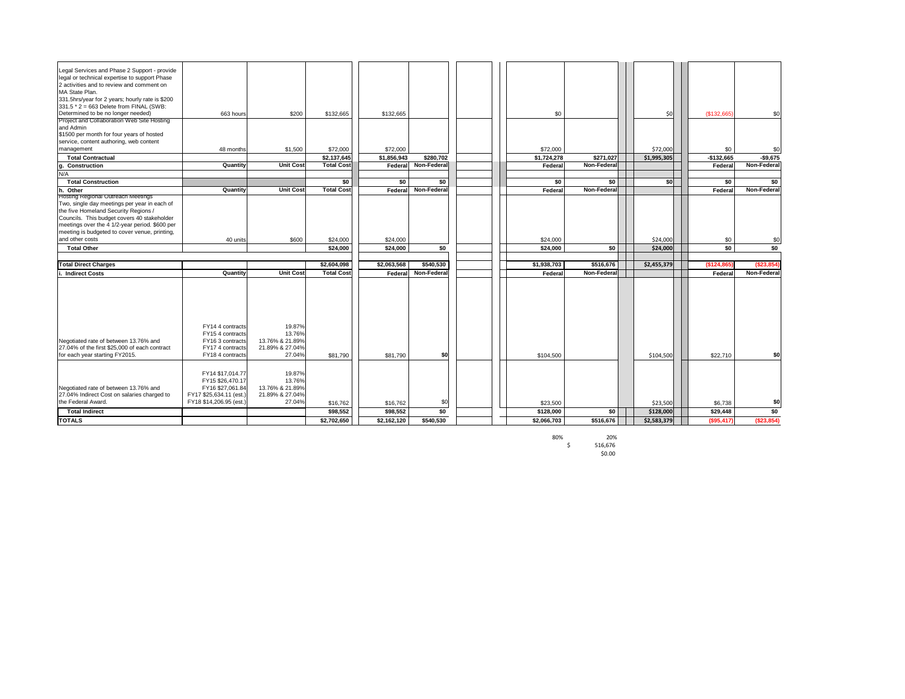| Description | Quantity | Unit Cost | Total Cost | Federal | Non-Federal | | Federal | Non-Federal | | | Federal | Non-Federal |
|---|---|---|---|---|---|---|---|---|---|---|---|---|
| Legal Services and Phase 2 Support - provide legal or technical expertise to support Phase 2 activities and to review and comment on MA State Plan. 331.5hrs/year for 2 years; hourly rate is $200 331.5 * 2 = 663 Delete from FINAL (SWB: Determined to be no longer needed) | 663 hours | $200 | $132,665 | $132,665 | | | $0 | | $0 | | ($132,665) | $0 |
| Project and Collaboration Web Site Hosting and Admin $1500 per month for four years of hosted service, content authoring, web content management | 48 months | $1,500 | $72,000 | $72,000 | | | $72,000 | | $72,000 | | $0 | $0 |
| **Total Contractual** | | | **$2,137,645** | **$1,856,943** | **$280,702** | | **$1,724,278** | **$271,027** | **$1,995,305** | | **-$132,665** | **-$9,675** |
| **g. Construction** | **Quantity** | **Unit Cost** | **Total Cost** | **Federal** | **Non-Federal** | | **Federal** | **Non-Federal** | | | **Federal** | **Non-Federal** |
| N/A | | | | | | | | | | | | |
| **Total Construction** | | | **$0** | **$0** | **$0** | | **$0** | **$0** | **$0** | | **$0** | **$0** |
| **h. Other** | **Quantity** | **Unit Cost** | **Total Cost** | **Federal** | **Non-Federal** | | **Federal** | **Non-Federal** | | | **Federal** | **Non-Federal** |
| Hosting Regional Outreach Meetings Two, single day meetings per year in each of the five Homeland Security Regions / Councils. This budget covers 40 stakeholder meetings over the 4 1/2-year period. $600 per meeting is budgeted to cover venue, printing, and other costs | 40 units | $600 | $24,000 | $24,000 | | | $24,000 | | $24,000 | | $0 | $0 |
| **Total Other** | | | **$24,000** | **$24,000** | **$0** | | **$24,000** | **$0** | **$24,000** | | **$0** | **$0** |
| **Total Direct Charges** | | | **$2,604,098** | **$2,063,568** | **$540,530** | | **$1,938,703** | **$516,676** | **$2,455,379** | | **($124,865)** | **($23,854)** |
| **i. Indirect Costs** | **Quantity** | **Unit Cost** | **Total Cost** | **Federal** | **Non-Federal** | | **Federal** | **Non-Federal** | | | **Federal** | **Non-Federal** |
| Negotiated rate of between 13.76% and 27.04% of the first $25,000 of each contract for each year starting FY2015. | FY14 4 contracts FY15 4 contracts FY16 3 contracts FY17 4 contracts FY18 4 contracts | 19.87% 13.76% 13.76% & 21.89% 21.89% & 27.04% 27.04% | $81,790 | $81,790 | $0 | | $104,500 | | $104,500 | | $22,710 | $0 |
| Negotiated rate of between 13.76% and 27.04% Indirect Cost on salaries charged to the Federal Award. | FY14 $17,014.77 FY15 $26,470.17 FY16 $27,061.84 FY17 $25,634.11 (est.) FY18 $14,206.95 (est.) | 19.87% 13.76% 13.76% & 21.89% 21.89% & 27.04% 27.04% | $16,762 | $16,762 | $0 | | $23,500 | $0 | $23,500 | | $6,738 | $0 |
| **Total Indirect** | | | **$98,552** | **$98,552** | **$0** | | **$128,000** | **$0** | **$128,000** | | **$29,448** | **$0** |
| **TOTALS** | | | **$2,702,650** | **$2,162,120** | **$540,530** | | **$2,066,703** | **$516,676** | **$2,583,379** | | **($95,417)** | **($23,854)** |

| 80% | 20% |
|---|---|
| | $ 516,676 |
| | $0.00 |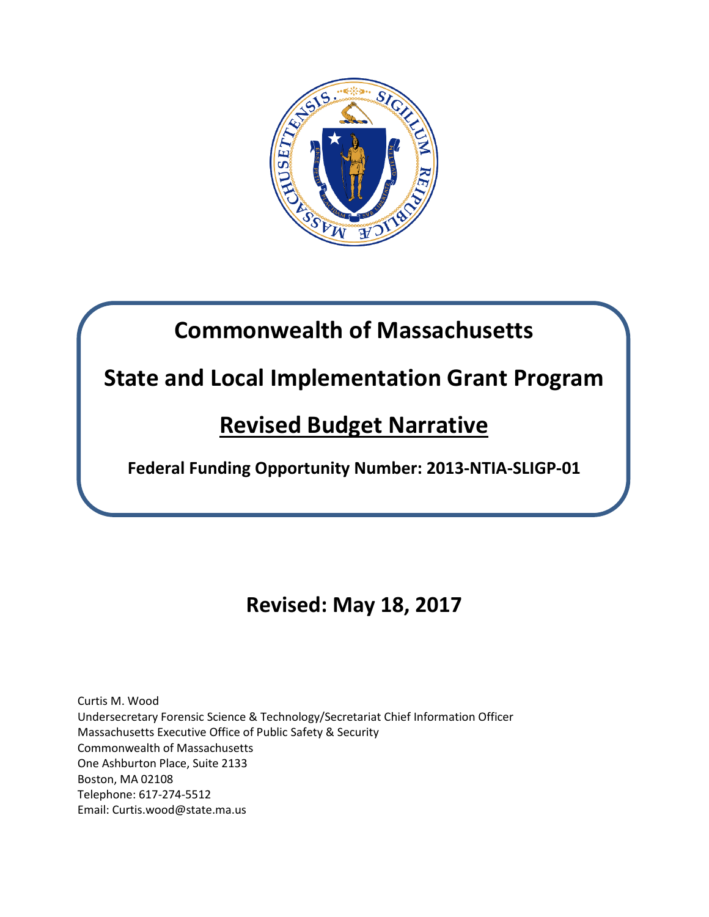# Commonwealth of Massachusetts

# State and Local Implementation Grant Program

# Revised Budget Narrative

**Federal Funding Opportunity Number: 2013-NTIA-SLIGP-01**

## Revised: May 18, 2017

Curtis M. Wood
Undersecretary Forensic Science & Technology/Secretariat Chief Information Officer
Massachusetts Executive Office of Public Safety & Security
Commonwealth of Massachusetts
One Ashburton Place, Suite 2133
Boston, MA 02108
Telephone: 617-274-5512
Email: Curtis.wood@state.ma.us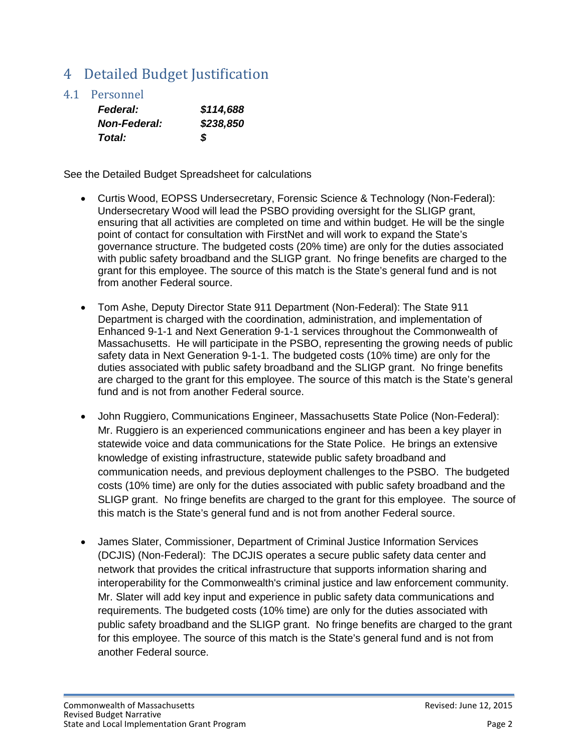# 4 Detailed Budget Justification

## 4.1 Personnel

| | |
|---|---|
| ***Federal:*** | ***$114,688*** |
| ***Non-Federal:*** | ***$238,850*** |
| ***Total:*** | ***$*** |

See the Detailed Budget Spreadsheet for calculations

- Curtis Wood, EOPSS Undersecretary, Forensic Science & Technology (Non-Federal): Undersecretary Wood will lead the PSBO providing oversight for the SLIGP grant, ensuring that all activities are completed on time and within budget. He will be the single point of contact for consultation with FirstNet and will work to expand the State's governance structure. The budgeted costs (20% time) are only for the duties associated with public safety broadband and the SLIGP grant. No fringe benefits are charged to the grant for this employee. The source of this match is the State's general fund and is not from another Federal source.

- Tom Ashe, Deputy Director State 911 Department (Non-Federal): The State 911 Department is charged with the coordination, administration, and implementation of Enhanced 9-1-1 and Next Generation 9-1-1 services throughout the Commonwealth of Massachusetts. He will participate in the PSBO, representing the growing needs of public safety data in Next Generation 9-1-1. The budgeted costs (10% time) are only for the duties associated with public safety broadband and the SLIGP grant. No fringe benefits are charged to the grant for this employee. The source of this match is the State's general fund and is not from another Federal source.

- John Ruggiero, Communications Engineer, Massachusetts State Police (Non-Federal): Mr. Ruggiero is an experienced communications engineer and has been a key player in statewide voice and data communications for the State Police. He brings an extensive knowledge of existing infrastructure, statewide public safety broadband and communication needs, and previous deployment challenges to the PSBO. The budgeted costs (10% time) are only for the duties associated with public safety broadband and the SLIGP grant. No fringe benefits are charged to the grant for this employee. The source of this match is the State's general fund and is not from another Federal source.

- James Slater, Commissioner, Department of Criminal Justice Information Services (DCJIS) (Non-Federal): The DCJIS operates a secure public safety data center and network that provides the critical infrastructure that supports information sharing and interoperability for the Commonwealth's criminal justice and law enforcement community. Mr. Slater will add key input and experience in public safety data communications and requirements. The budgeted costs (10% time) are only for the duties associated with public safety broadband and the SLIGP grant. No fringe benefits are charged to the grant for this employee. The source of this match is the State's general fund and is not from another Federal source.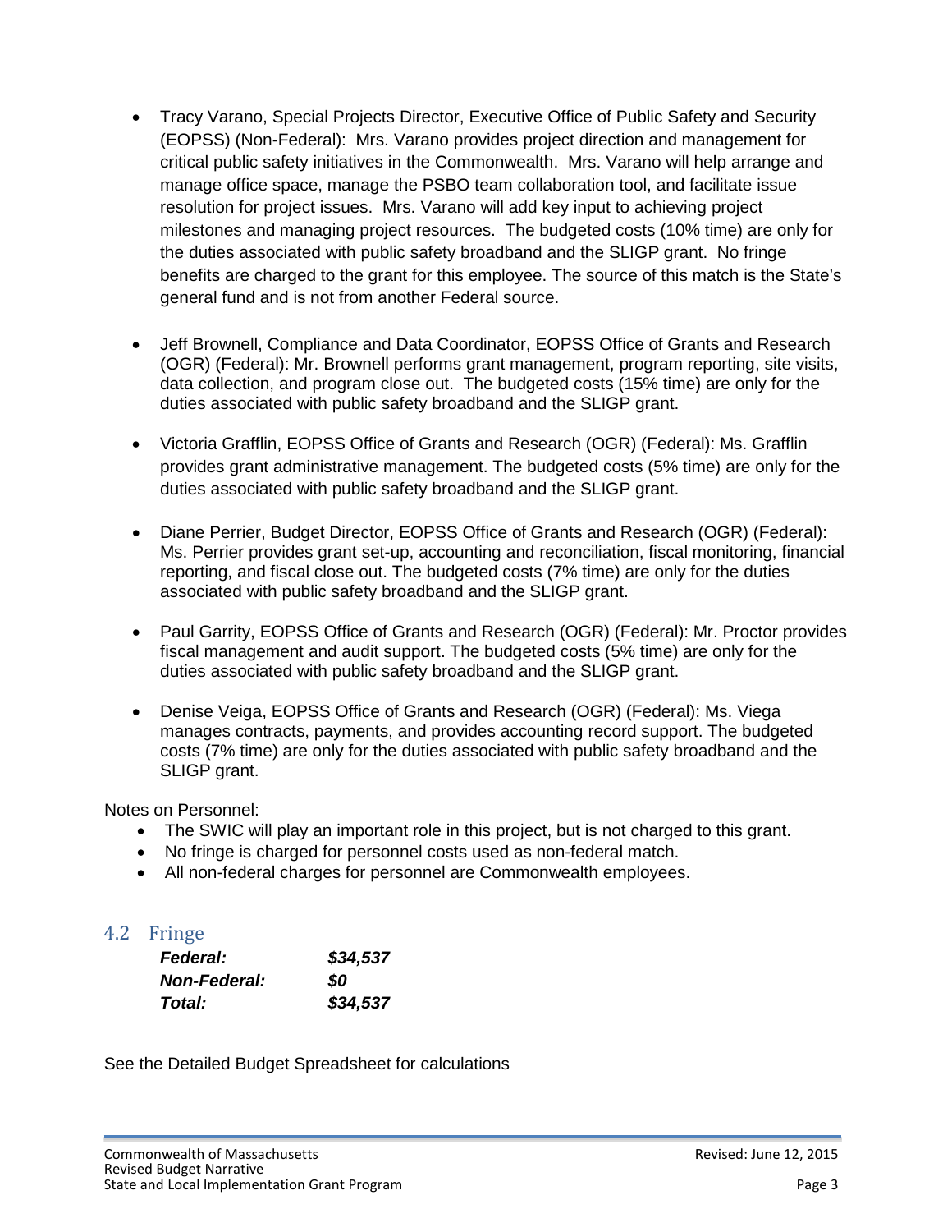- Tracy Varano, Special Projects Director, Executive Office of Public Safety and Security (EOPSS) (Non-Federal): Mrs. Varano provides project direction and management for critical public safety initiatives in the Commonwealth. Mrs. Varano will help arrange and manage office space, manage the PSBO team collaboration tool, and facilitate issue resolution for project issues. Mrs. Varano will add key input to achieving project milestones and managing project resources. The budgeted costs (10% time) are only for the duties associated with public safety broadband and the SLIGP grant. No fringe benefits are charged to the grant for this employee. The source of this match is the State's general fund and is not from another Federal source.

- Jeff Brownell, Compliance and Data Coordinator, EOPSS Office of Grants and Research (OGR) (Federal): Mr. Brownell performs grant management, program reporting, site visits, data collection, and program close out. The budgeted costs (15% time) are only for the duties associated with public safety broadband and the SLIGP grant.

- Victoria Grafflin, EOPSS Office of Grants and Research (OGR) (Federal): Ms. Grafflin provides grant administrative management. The budgeted costs (5% time) are only for the duties associated with public safety broadband and the SLIGP grant.

- Diane Perrier, Budget Director, EOPSS Office of Grants and Research (OGR) (Federal): Ms. Perrier provides grant set-up, accounting and reconciliation, fiscal monitoring, financial reporting, and fiscal close out. The budgeted costs (7% time) are only for the duties associated with public safety broadband and the SLIGP grant.

- Paul Garrity, EOPSS Office of Grants and Research (OGR) (Federal): Mr. Proctor provides fiscal management and audit support. The budgeted costs (5% time) are only for the duties associated with public safety broadband and the SLIGP grant.

- Denise Veiga, EOPSS Office of Grants and Research (OGR) (Federal): Ms. Viega manages contracts, payments, and provides accounting record support. The budgeted costs (7% time) are only for the duties associated with public safety broadband and the SLIGP grant.

Notes on Personnel:

- The SWIC will play an important role in this project, but is not charged to this grant.
- No fringe is charged for personnel costs used as non-federal match.
- All non-federal charges for personnel are Commonwealth employees.

## 4.2 Fringe

| | |
|---|---|
| ***Federal:*** | ***$34,537*** |
| ***Non-Federal:*** | ***$0*** |
| ***Total:*** | ***$34,537*** |

See the Detailed Budget Spreadsheet for calculations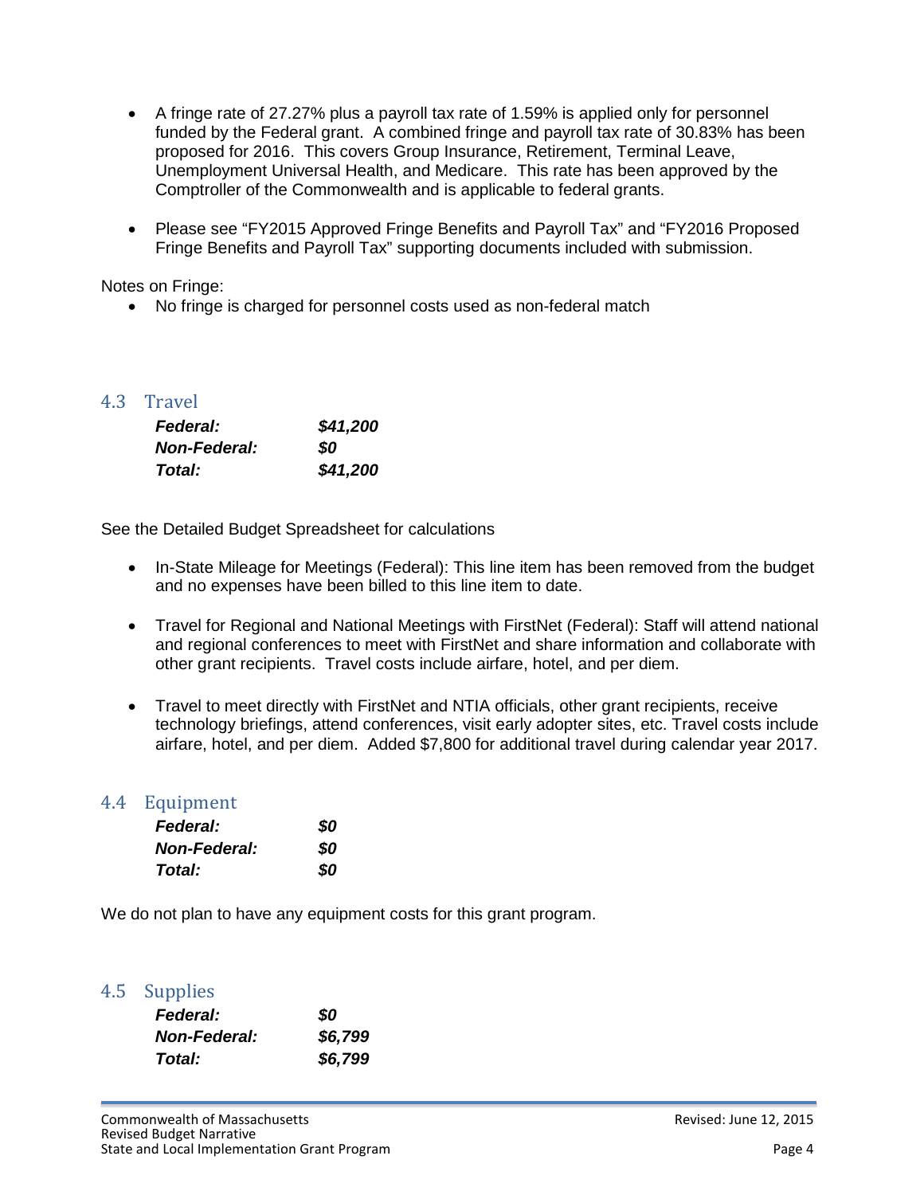- A fringe rate of 27.27% plus a payroll tax rate of 1.59% is applied only for personnel funded by the Federal grant. A combined fringe and payroll tax rate of 30.83% has been proposed for 2016. This covers Group Insurance, Retirement, Terminal Leave, Unemployment Universal Health, and Medicare. This rate has been approved by the Comptroller of the Commonwealth and is applicable to federal grants.

- Please see "FY2015 Approved Fringe Benefits and Payroll Tax" and "FY2016 Proposed Fringe Benefits and Payroll Tax" supporting documents included with submission.

Notes on Fringe:

- No fringe is charged for personnel costs used as non-federal match

## 4.3 Travel

| | |
|---|---|
| ***Federal:*** | ***$41,200*** |
| ***Non-Federal:*** | ***$0*** |
| ***Total:*** | ***$41,200*** |

See the Detailed Budget Spreadsheet for calculations

- In-State Mileage for Meetings (Federal): This line item has been removed from the budget and no expenses have been billed to this line item to date.

- Travel for Regional and National Meetings with FirstNet (Federal): Staff will attend national and regional conferences to meet with FirstNet and share information and collaborate with other grant recipients. Travel costs include airfare, hotel, and per diem.

- Travel to meet directly with FirstNet and NTIA officials, other grant recipients, receive technology briefings, attend conferences, visit early adopter sites, etc. Travel costs include airfare, hotel, and per diem. Added $7,800 for additional travel during calendar year 2017.

## 4.4 Equipment

| | |
|---|---|
| ***Federal:*** | ***$0*** |
| ***Non-Federal:*** | ***$0*** |
| ***Total:*** | ***$0*** |

We do not plan to have any equipment costs for this grant program.

## 4.5 Supplies

| | |
|---|---|
| ***Federal:*** | ***$0*** |
| ***Non-Federal:*** | ***$6,799*** |
| ***Total:*** | ***$6,799*** |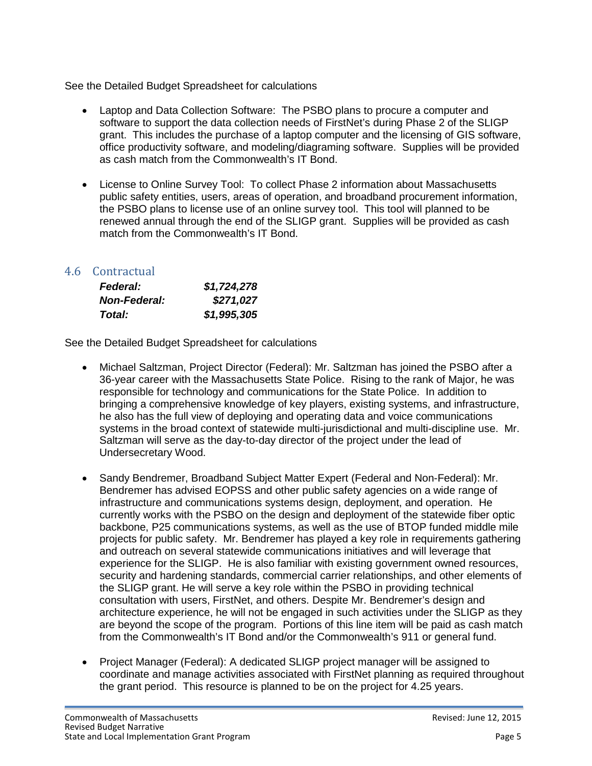See the Detailed Budget Spreadsheet for calculations

- Laptop and Data Collection Software: The PSBO plans to procure a computer and software to support the data collection needs of FirstNet's during Phase 2 of the SLIGP grant. This includes the purchase of a laptop computer and the licensing of GIS software, office productivity software, and modeling/diagraming software. Supplies will be provided as cash match from the Commonwealth's IT Bond.

- License to Online Survey Tool: To collect Phase 2 information about Massachusetts public safety entities, users, areas of operation, and broadband procurement information, the PSBO plans to license use of an online survey tool. This tool will planned to be renewed annual through the end of the SLIGP grant. Supplies will be provided as cash match from the Commonwealth's IT Bond.

## 4.6 Contractual

| | |
|---|---|
| ***Federal:*** | ***$1,724,278*** |
| ***Non-Federal:*** | ***$271,027*** |
| ***Total:*** | ***$1,995,305*** |

See the Detailed Budget Spreadsheet for calculations

- Michael Saltzman, Project Director (Federal): Mr. Saltzman has joined the PSBO after a 36-year career with the Massachusetts State Police. Rising to the rank of Major, he was responsible for technology and communications for the State Police. In addition to bringing a comprehensive knowledge of key players, existing systems, and infrastructure, he also has the full view of deploying and operating data and voice communications systems in the broad context of statewide multi-jurisdictional and multi-discipline use. Mr. Saltzman will serve as the day-to-day director of the project under the lead of Undersecretary Wood.

- Sandy Bendremer, Broadband Subject Matter Expert (Federal and Non-Federal): Mr. Bendremer has advised EOPSS and other public safety agencies on a wide range of infrastructure and communications systems design, deployment, and operation. He currently works with the PSBO on the design and deployment of the statewide fiber optic backbone, P25 communications systems, as well as the use of BTOP funded middle mile projects for public safety. Mr. Bendremer has played a key role in requirements gathering and outreach on several statewide communications initiatives and will leverage that experience for the SLIGP. He is also familiar with existing government owned resources, security and hardening standards, commercial carrier relationships, and other elements of the SLIGP grant. He will serve a key role within the PSBO in providing technical consultation with users, FirstNet, and others. Despite Mr. Bendremer's design and architecture experience, he will not be engaged in such activities under the SLIGP as they are beyond the scope of the program. Portions of this line item will be paid as cash match from the Commonwealth's IT Bond and/or the Commonwealth's 911 or general fund.

- Project Manager (Federal): A dedicated SLIGP project manager will be assigned to coordinate and manage activities associated with FirstNet planning as required throughout the grant period. This resource is planned to be on the project for 4.25 years.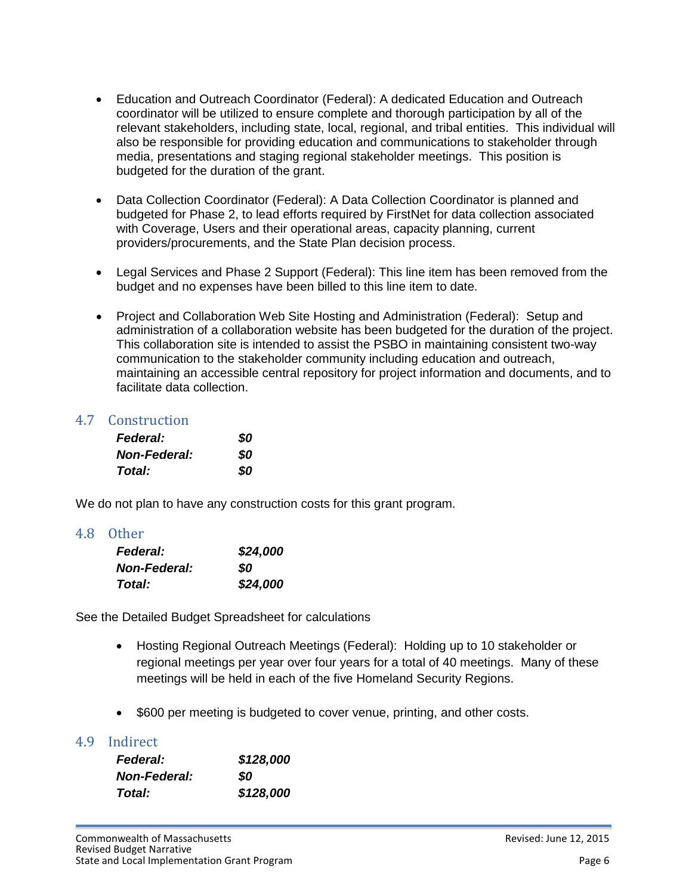- Education and Outreach Coordinator (Federal): A dedicated Education and Outreach coordinator will be utilized to ensure complete and thorough participation by all of the relevant stakeholders, including state, local, regional, and tribal entities. This individual will also be responsible for providing education and communications to stakeholder through media, presentations and staging regional stakeholder meetings. This position is budgeted for the duration of the grant.

- Data Collection Coordinator (Federal): A Data Collection Coordinator is planned and budgeted for Phase 2, to lead efforts required by FirstNet for data collection associated with Coverage, Users and their operational areas, capacity planning, current providers/procurements, and the State Plan decision process.

- Legal Services and Phase 2 Support (Federal): This line item has been removed from the budget and no expenses have been billed to this line item to date.

- Project and Collaboration Web Site Hosting and Administration (Federal): Setup and administration of a collaboration website has been budgeted for the duration of the project. This collaboration site is intended to assist the PSBO in maintaining consistent two-way communication to the stakeholder community including education and outreach, maintaining an accessible central repository for project information and documents, and to facilitate data collection.

## 4.7 Construction

***Federal:*** ***$0***
***Non-Federal:*** ***$0***
***Total:*** ***$0***

We do not plan to have any construction costs for this grant program.

## 4.8 Other

***Federal:*** ***$24,000***
***Non-Federal:*** ***$0***
***Total:*** ***$24,000***

See the Detailed Budget Spreadsheet for calculations

- Hosting Regional Outreach Meetings (Federal): Holding up to 10 stakeholder or regional meetings per year over four years for a total of 40 meetings. Many of these meetings will be held in each of the five Homeland Security Regions.

- $600 per meeting is budgeted to cover venue, printing, and other costs.

## 4.9 Indirect

***Federal:*** ***$128,000***
***Non-Federal:*** ***$0***
***Total:*** ***$128,000***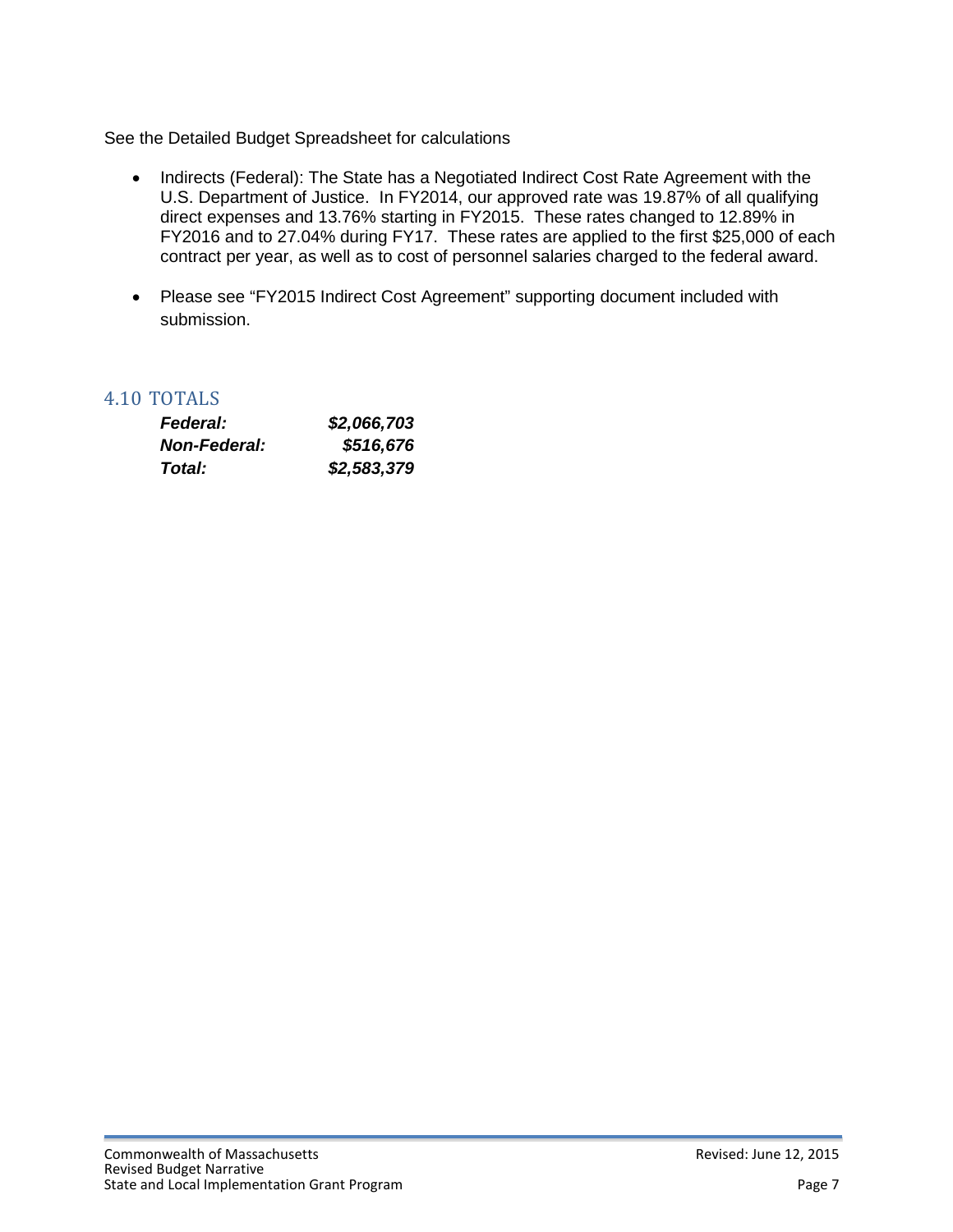See the Detailed Budget Spreadsheet for calculations

- Indirects (Federal): The State has a Negotiated Indirect Cost Rate Agreement with the U.S. Department of Justice. In FY2014, our approved rate was 19.87% of all qualifying direct expenses and 13.76% starting in FY2015. These rates changed to 12.89% in FY2016 and to 27.04% during FY17. These rates are applied to the first $25,000 of each contract per year, as well as to cost of personnel salaries charged to the federal award.

- Please see "FY2015 Indirect Cost Agreement" supporting document included with submission.

## 4.10 TOTALS

| | |
|---|---|
| ***Federal:*** | ***$2,066,703*** |
| ***Non-Federal:*** | ***$516,676*** |
| ***Total:*** | ***$2,583,379*** |